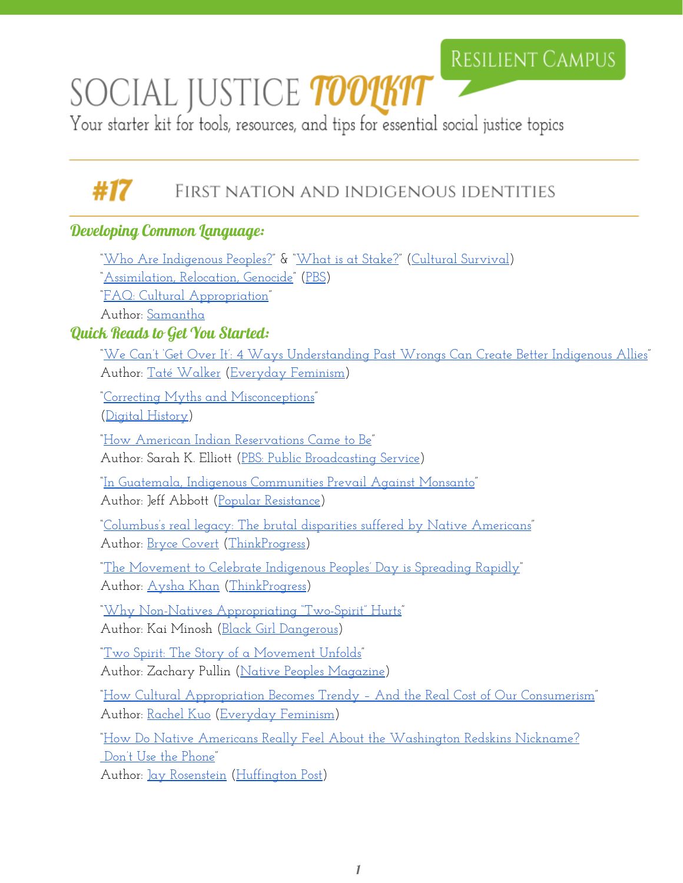# SOCIAL JUSTICE TOOLKIT

RESILIENT CAMPUS

Your starter kit for tools, resources, and tips for essential social justice topics

## #17 FIRST NATION AND INDIGENOUS IDENTITIES

### *Developing Common Language:*

"Who Are Indigenous Peoples?" & "What is at Stake?" (Cultural Survival)
"Assimilation, Relocation, Genocide" (PBS)
"FAQ: Cultural Appropriation"
Author: Samantha

### *Quick Reads to Get You Started:*

"We Can't 'Get Over It': 4 Ways Understanding Past Wrongs Can Create Better Indigenous Allies"
Author: Taté Walker (Everyday Feminism)

"Correcting Myths and Misconceptions"
(Digital History)

"How American Indian Reservations Came to Be"
Author: Sarah K. Elliott (PBS: Public Broadcasting Service)

"In Guatemala, Indigenous Communities Prevail Against Monsanto"
Author: Jeff Abbott (Popular Resistance)

"Columbus's real legacy: The brutal disparities suffered by Native Americans"
Author: Bryce Covert (ThinkProgress)

"The Movement to Celebrate Indigenous Peoples' Day is Spreading Rapidly"
Author: Aysha Khan (ThinkProgress)

"Why Non-Natives Appropriating "Two-Spirit" Hurts"
Author: Kai Minosh (Black Girl Dangerous)

"Two Spirit: The Story of a Movement Unfolds"
Author: Zachary Pullin (Native Peoples Magazine)

"How Cultural Appropriation Becomes Trendy – And the Real Cost of Our Consumerism"
Author: Rachel Kuo (Everyday Feminism)

"How Do Native Americans Really Feel About the Washington Redskins Nickname? Don't Use the Phone"
Author: Jay Rosenstein (Huffington Post)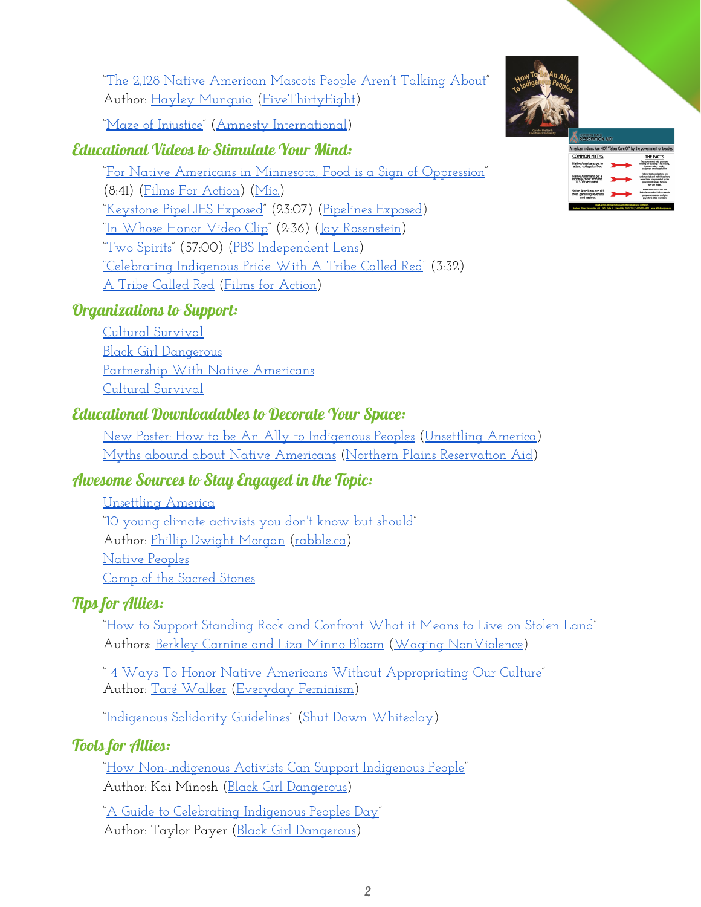"[The 2,128 Native American Mascots People Aren't Talking About]"
Author: [Hayley Munguia] ([FiveThirtyEight])

"[Maze of Injustice]" ([Amnesty International])

## Educational Videos to Stimulate Your Mind:

"[For Native Americans in Minnesota, Food is a Sign of Oppression]" (8:41) ([Films For Action]) ([Mic.])
"[Keystone PipeLIES Exposed]" (23:07) ([Pipelines Exposed])
"[In Whose Honor Video Clip]" (2:36) ([Jay Rosenstein])
"[Two Spirits]" (57:00) ([PBS Independent Lens])
"[Celebrating Indigenous Pride With A Tribe Called Red]" (3:32)
[A Tribe Called Red] ([Films for Action])

## Organizations to Support:

[Cultural Survival]
[Black Girl Dangerous]
[Partnership With Native Americans]
[Cultural Survival]

## Educational Downloadables to Decorate Your Space:

[New Poster: How to be An Ally to Indigenous Peoples] ([Unsettling America])
[Myths abound about Native Americans] ([Northern Plains Reservation Aid])

## Awesome Sources to Stay Engaged in the Topic:

[Unsettling America]
"[10 young climate activists you don't know but should]"
Author: [Phillip Dwight Morgan] ([rabble.ca])
[Native Peoples]
[Camp of the Sacred Stones]

## Tips for Allies:

"[How to Support Standing Rock and Confront What it Means to Live on Stolen Land]"
Authors: [Berkley Carnine and Liza Minno Bloom] ([Waging NonViolence])

"[ 4 Ways To Honor Native Americans Without Appropriating Our Culture]"
Author: [Taté Walker] ([Everyday Feminism])

"[Indigenous Solidarity Guidelines]" ([Shut Down Whiteclay])

## Tools for Allies:

"[How Non-Indigenous Activists Can Support Indigenous People]"
Author: Kai Minosh ([Black Girl Dangerous])

"[A Guide to Celebrating Indigenous Peoples Day]"
Author: Taylor Payer ([Black Girl Dangerous])